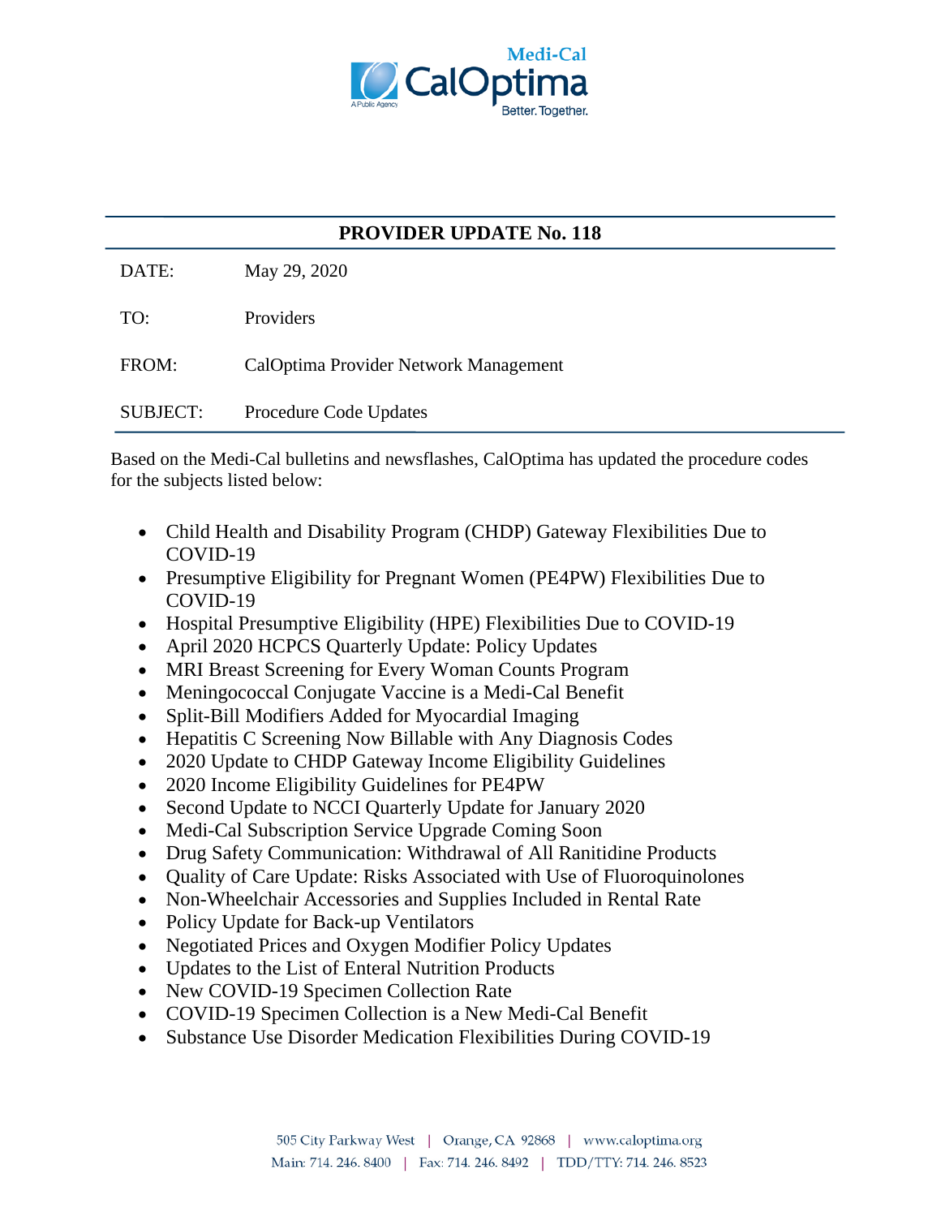# PROVIDER UPDATE No. 118

| | |
|---|---|
| DATE: | May 29, 2020 |
| TO: | Providers |
| FROM: | CalOptima Provider Network Management |
| SUBJECT: | Procedure Code Updates |

Based on the Medi-Cal bulletins and newsflashes, CalOptima has updated the procedure codes for the subjects listed below:

- Child Health and Disability Program (CHDP) Gateway Flexibilities Due to COVID-19
- Presumptive Eligibility for Pregnant Women (PE4PW) Flexibilities Due to COVID-19
- Hospital Presumptive Eligibility (HPE) Flexibilities Due to COVID-19
- April 2020 HCPCS Quarterly Update: Policy Updates
- MRI Breast Screening for Every Woman Counts Program
- Meningococcal Conjugate Vaccine is a Medi-Cal Benefit
- Split-Bill Modifiers Added for Myocardial Imaging
- Hepatitis C Screening Now Billable with Any Diagnosis Codes
- 2020 Update to CHDP Gateway Income Eligibility Guidelines
- 2020 Income Eligibility Guidelines for PE4PW
- Second Update to NCCI Quarterly Update for January 2020
- Medi-Cal Subscription Service Upgrade Coming Soon
- Drug Safety Communication: Withdrawal of All Ranitidine Products
- Quality of Care Update: Risks Associated with Use of Fluoroquinolones
- Non-Wheelchair Accessories and Supplies Included in Rental Rate
- Policy Update for Back-up Ventilators
- Negotiated Prices and Oxygen Modifier Policy Updates
- Updates to the List of Enteral Nutrition Products
- New COVID-19 Specimen Collection Rate
- COVID-19 Specimen Collection is a New Medi-Cal Benefit
- Substance Use Disorder Medication Flexibilities During COVID-19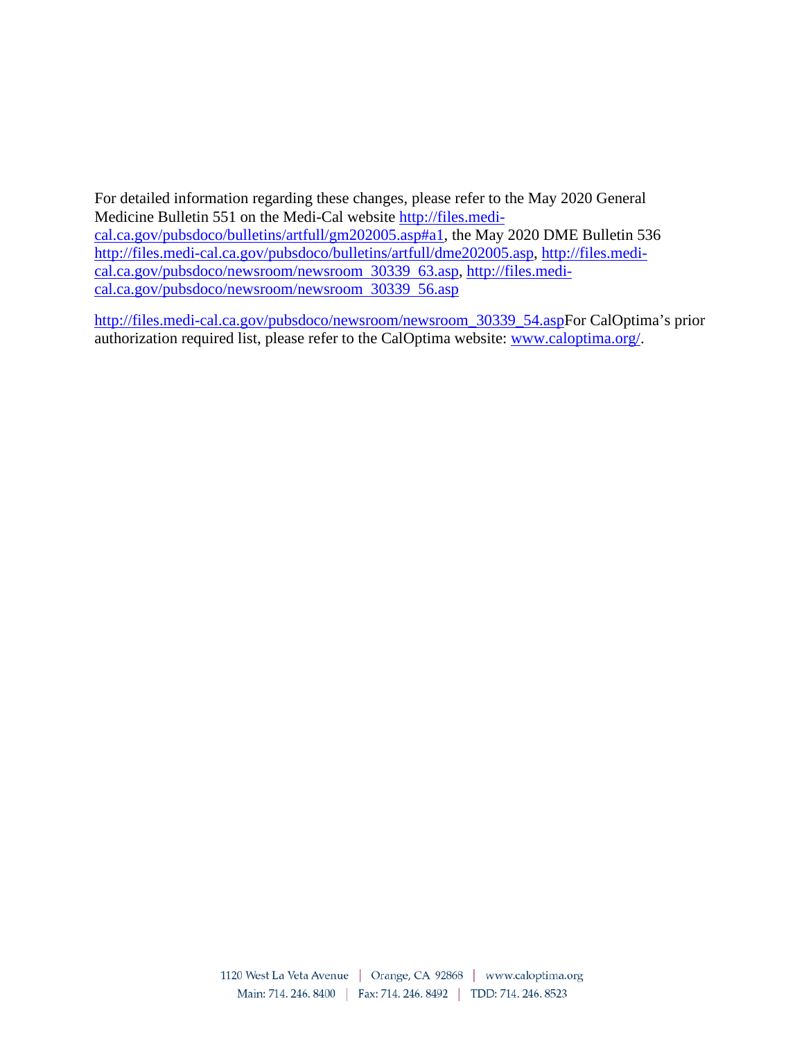For detailed information regarding these changes, please refer to the May 2020 General Medicine Bulletin 551 on the Medi-Cal website http://files.medi-cal.ca.gov/pubsdoco/bulletins/artfull/gm202005.asp#a1, the May 2020 DME Bulletin 536 http://files.medi-cal.ca.gov/pubsdoco/bulletins/artfull/dme202005.asp, http://files.medi-cal.ca.gov/pubsdoco/newsroom/newsroom_30339_63.asp, http://files.medi-cal.ca.gov/pubsdoco/newsroom/newsroom_30339_56.asp

http://files.medi-cal.ca.gov/pubsdoco/newsroom/newsroom_30339_54.aspFor CalOptima's prior authorization required list, please refer to the CalOptima website: www.caloptima.org/.